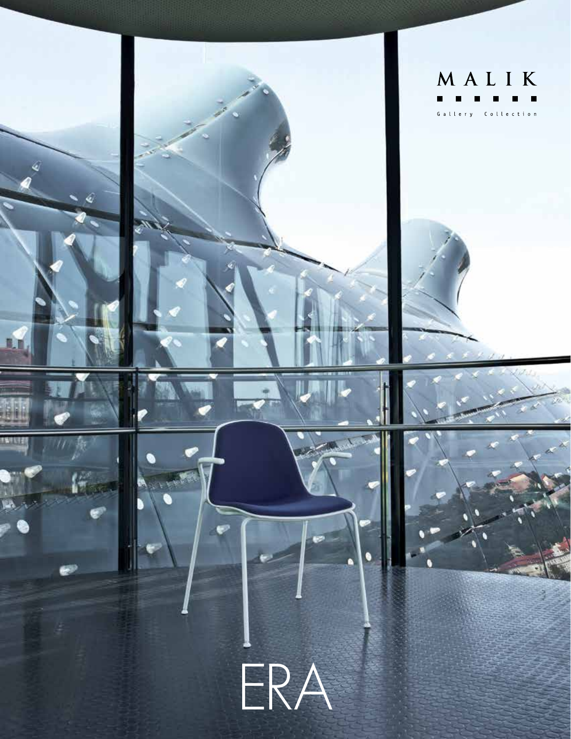MALIK

Gallery Collection

# ERA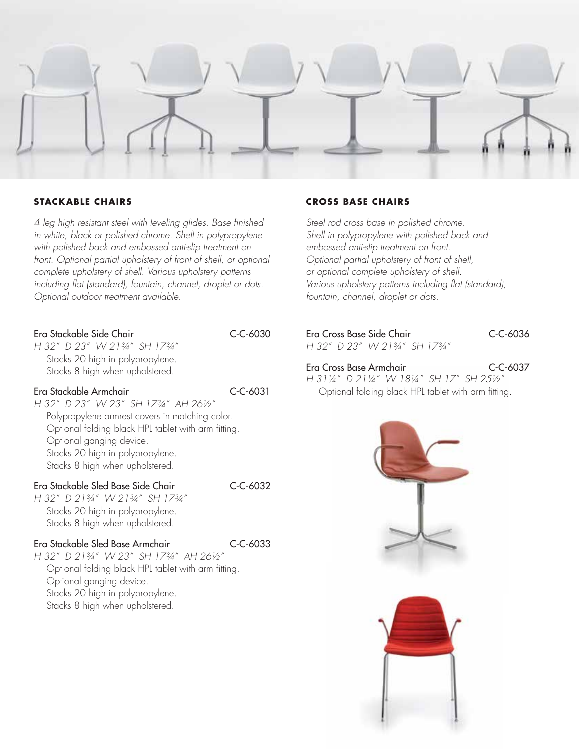## STACKABLE CHAIRS

*4 leg high resistant steel with leveling glides. Base finished in white, black or polished chrome. Shell in polypropylene with polished back and embossed anti-slip treatment on front. Optional partial upholstery of front of shell, or optional complete upholstery of shell. Various upholstery patterns including flat (standard), fountain, channel, droplet or dots. Optional outdoor treatment available.*

**Era Stackable Side Chair** C-C-6030
*H 32" D 23" W 21¾" SH 17¾"*
Stacks 20 high in polypropylene.
Stacks 8 high when upholstered.

**Era Stackable Armchair** C-C-6031
*H 32" D 23" W 23" SH 17¾" AH 26½"*
Polypropylene armrest covers in matching color.
Optional folding black HPL tablet with arm fitting.
Optional ganging device.
Stacks 20 high in polypropylene.
Stacks 8 high when upholstered.

**Era Stackable Sled Base Side Chair** C-C-6032
*H 32" D 21¾" W 21¾" SH 17¾"*
Stacks 20 high in polypropylene.
Stacks 8 high when upholstered.

**Era Stackable Sled Base Armchair** C-C-6033
*H 32" D 21¾" W 23" SH 17¾" AH 26½"*
Optional folding black HPL tablet with arm fitting.
Optional ganging device.
Stacks 20 high in polypropylene.
Stacks 8 high when upholstered.

## CROSS BASE CHAIRS

*Steel rod cross base in polished chrome. Shell in polypropylene with polished back and embossed anti-slip treatment on front. Optional partial upholstery of front of shell, or optional complete upholstery of shell. Various upholstery patterns including flat (standard), fountain, channel, droplet or dots.*

**Era Cross Base Side Chair** C-C-6036
*H 32" D 23" W 21¾" SH 17¾"*

**Era Cross Base Armchair** C-C-6037
*H 31¼" D 21¼" W 18¼" SH 17" SH 25½"*
Optional folding black HPL tablet with arm fitting.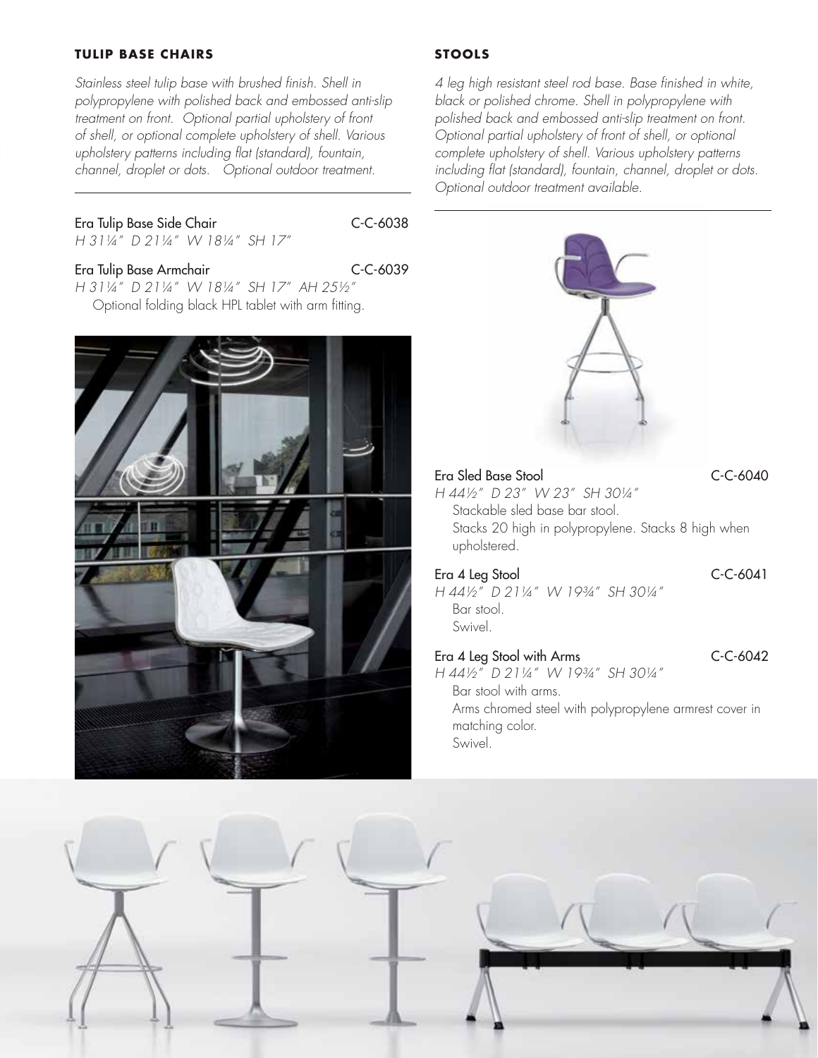## TULIP BASE CHAIRS

*Stainless steel tulip base with brushed finish. Shell in polypropylene with polished back and embossed anti-slip treatment on front. Optional partial upholstery of front of shell, or optional complete upholstery of shell. Various upholstery patterns including flat (standard), fountain, channel, droplet or dots. Optional outdoor treatment.*

**Era Tulip Base Side Chair** — C-C-6038
*H 31¼" D 21¼" W 18¼" SH 17"*

**Era Tulip Base Armchair** — C-C-6039
*H 31¼" D 21¼" W 18¼" SH 17" AH 25½"*
Optional folding black HPL tablet with arm fitting.

## STOOLS

*4 leg high resistant steel rod base. Base finished in white, black or polished chrome. Shell in polypropylene with polished back and embossed anti-slip treatment on front. Optional partial upholstery of front of shell, or optional complete upholstery of shell. Various upholstery patterns including flat (standard), fountain, channel, droplet or dots. Optional outdoor treatment available.*

**Era Sled Base Stool** — C-C-6040
*H 44½" D 23" W 23" SH 30¼"*
Stackable sled base bar stool.
Stacks 20 high in polypropylene. Stacks 8 high when upholstered.

**Era 4 Leg Stool** — C-C-6041
*H 44½" D 21¼" W 19¾" SH 30¼"*
Bar stool.
Swivel.

**Era 4 Leg Stool with Arms** — C-C-6042
*H 44½" D 21¼" W 19¾" SH 30¼"*
Bar stool with arms.
Arms chromed steel with polypropylene armrest cover in matching color.
Swivel.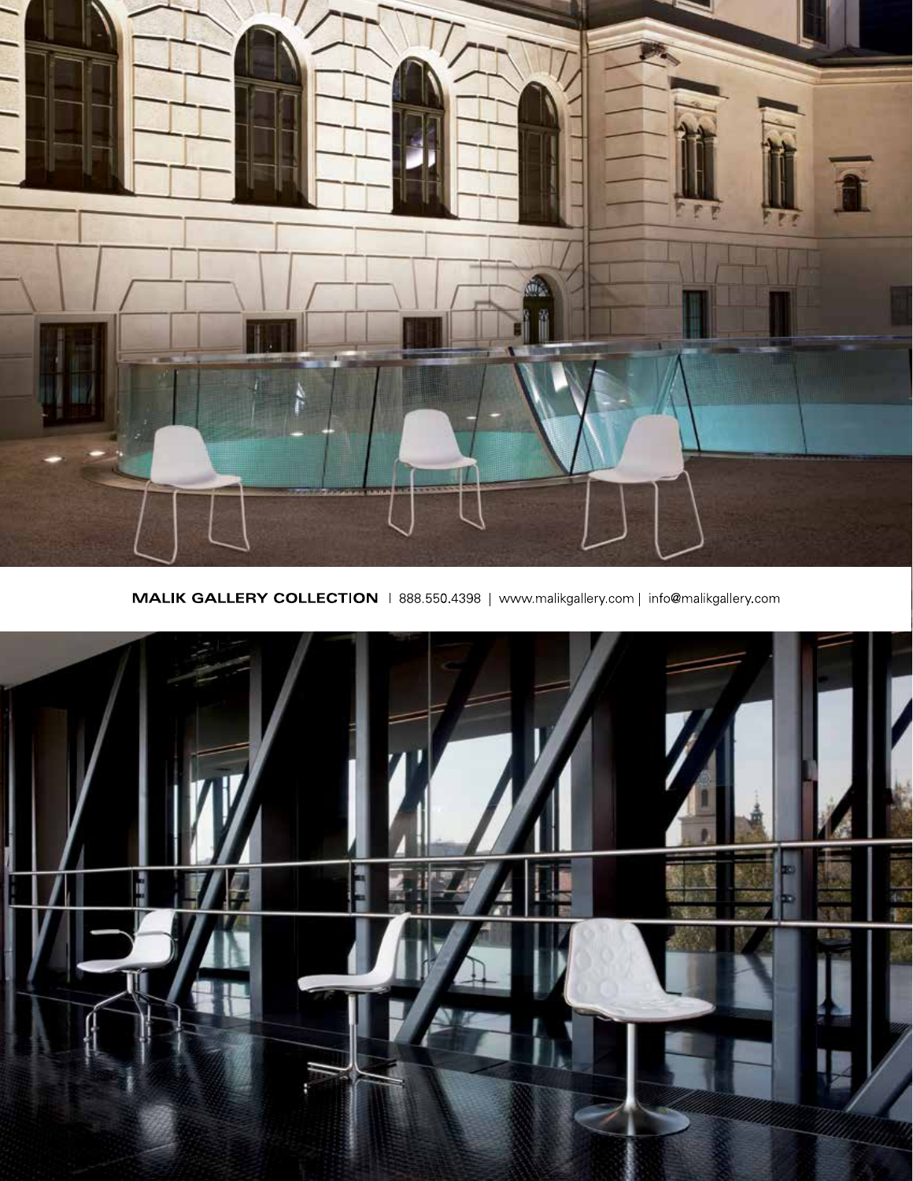**MALIK GALLERY COLLECTION** | 888.550.4398 | www.malikgallery.com | info@malikgallery.com